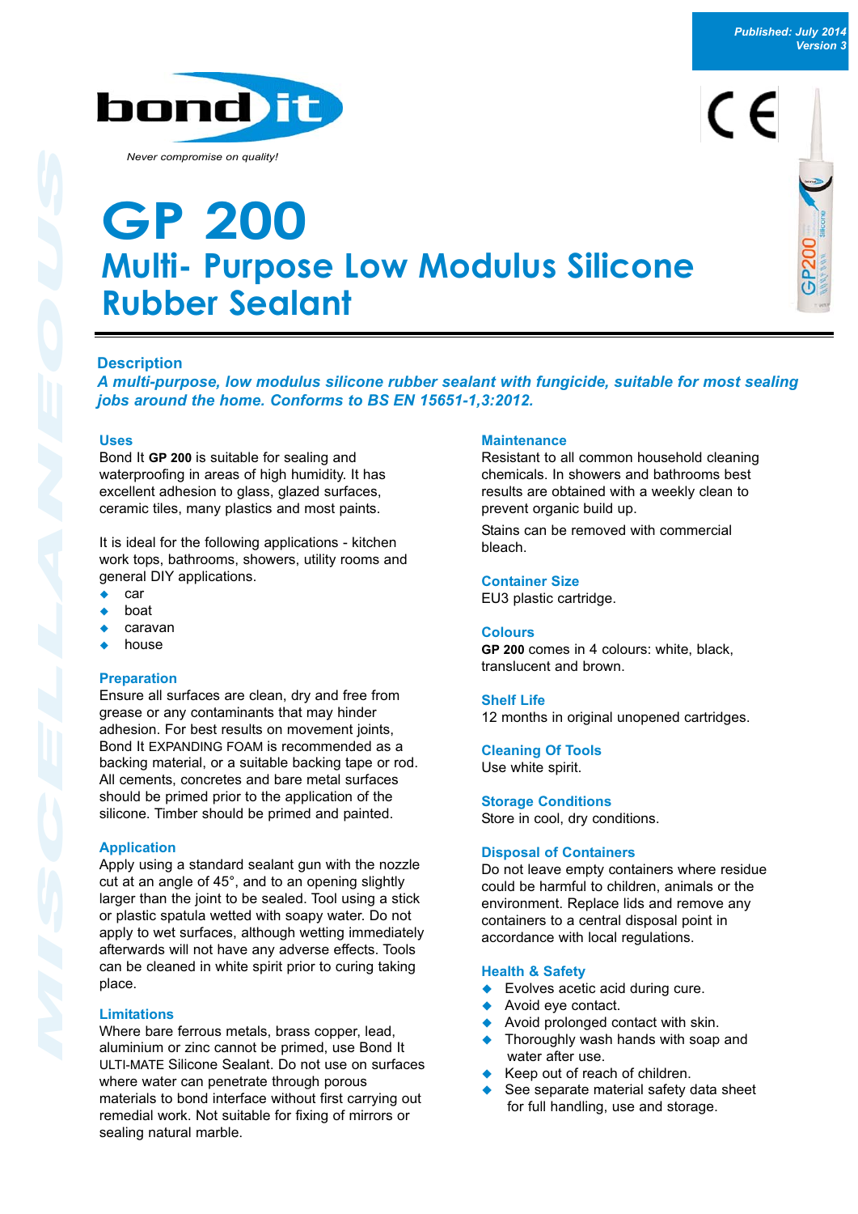Published: July 2014
Version 3

bond it

*Never compromise on quality!*

# GP 200

## Multi- Purpose Low Modulus Silicone Rubber Sealant

### Description

***A multi-purpose, low modulus silicone rubber sealant with fungicide, suitable for most sealing jobs around the home. Conforms to BS EN 15651-1,3:2012.***

### Uses

Bond It **GP 200** is suitable for sealing and waterproofing in areas of high humidity. It has excellent adhesion to glass, glazed surfaces, ceramic tiles, many plastics and most paints.

It is ideal for the following applications - kitchen work tops, bathrooms, showers, utility rooms and general DIY applications.

- car
- boat
- caravan
- house

### Preparation

Ensure all surfaces are clean, dry and free from grease or any contaminants that may hinder adhesion. For best results on movement joints, Bond It EXPANDING FOAM is recommended as a backing material, or a suitable backing tape or rod. All cements, concretes and bare metal surfaces should be primed prior to the application of the silicone. Timber should be primed and painted.

### Application

Apply using a standard sealant gun with the nozzle cut at an angle of 45°, and to an opening slightly larger than the joint to be sealed. Tool using a stick or plastic spatula wetted with soapy water. Do not apply to wet surfaces, although wetting immediately afterwards will not have any adverse effects. Tools can be cleaned in white spirit prior to curing taking place.

### Limitations

Where bare ferrous metals, brass copper, lead, aluminium or zinc cannot be primed, use Bond It ULTI-MATE Silicone Sealant. Do not use on surfaces where water can penetrate through porous materials to bond interface without first carrying out remedial work. Not suitable for fixing of mirrors or sealing natural marble.

### Maintenance

Resistant to all common household cleaning chemicals. In showers and bathrooms best results are obtained with a weekly clean to prevent organic build up.

Stains can be removed with commercial bleach.

### Container Size

EU3 plastic cartridge.

### Colours

**GP 200** comes in 4 colours: white, black, translucent and brown.

### Shelf Life

12 months in original unopened cartridges.

### Cleaning Of Tools

Use white spirit.

### Storage Conditions

Store in cool, dry conditions.

### Disposal of Containers

Do not leave empty containers where residue could be harmful to children, animals or the environment. Replace lids and remove any containers to a central disposal point in accordance with local regulations.

### Health & Safety

- Evolves acetic acid during cure.
- Avoid eye contact.
- Avoid prolonged contact with skin.
- Thoroughly wash hands with soap and water after use.
- Keep out of reach of children.
- See separate material safety data sheet for full handling, use and storage.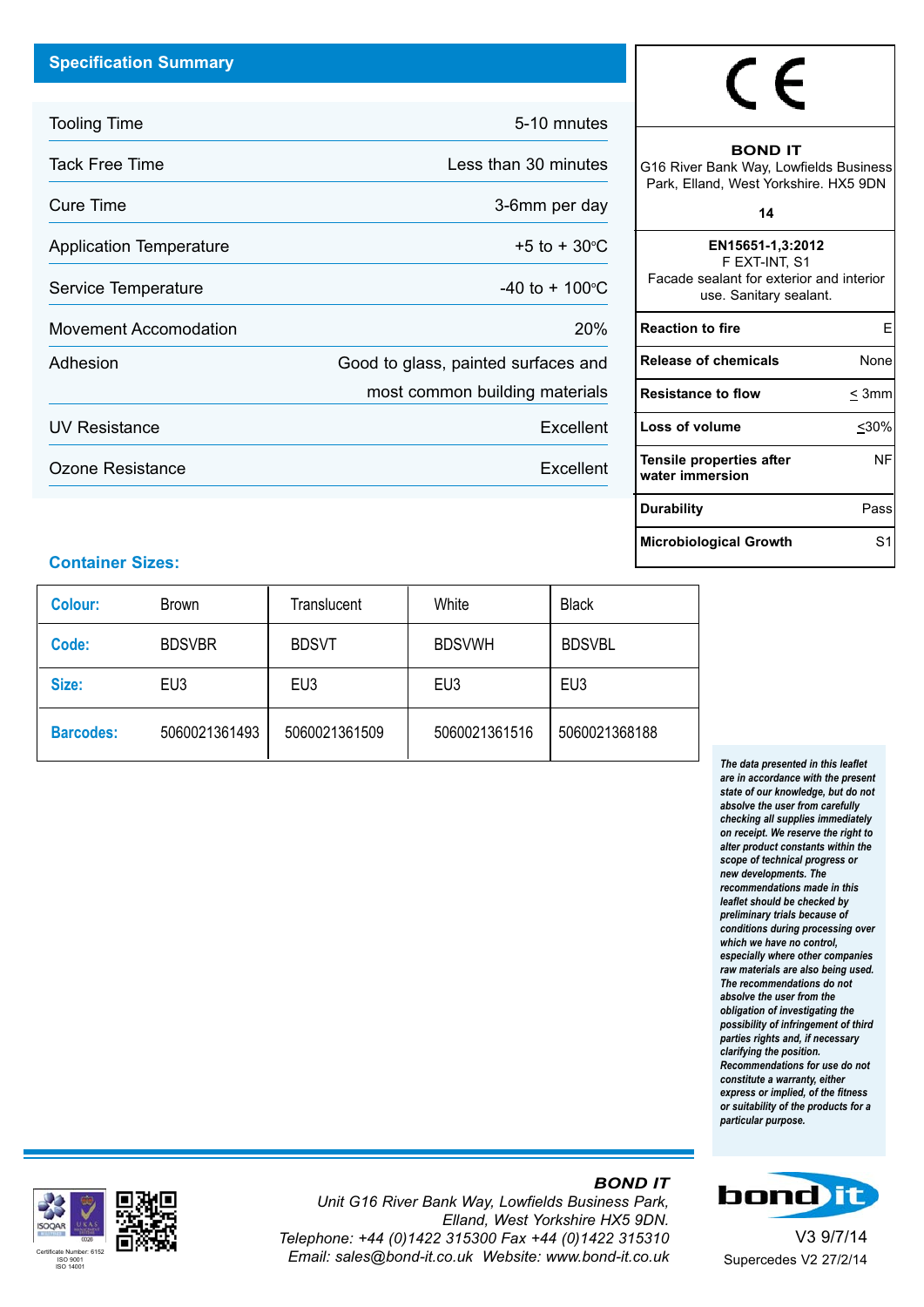## Specification Summary

| | |
|---|---|
| Tooling Time | 5-10 mnutes |
| Tack Free Time | Less than 30 minutes |
| Cure Time | 3-6mm per day |
| Application Temperature | +5 to + 30°C |
| Service Temperature | -40 to + 100°C |
| Movement Accomodation | 20% |
| Adhesion | Good to glass, painted surfaces and most common building materials |
| UV Resistance | Excellent |
| Ozone Resistance | Excellent |

CE

**BOND IT**
G16 River Bank Way, Lowfields Business Park, Elland, West Yorkshire. HX5 9DN

**14**

**EN15651-1,3:2012**
F EXT-INT, S1
Facade sealant for exterior and interior use. Sanitary sealant.

| | |
|---|---|
| **Reaction to fire** | E |
| **Release of chemicals** | None |
| **Resistance to flow** | ≤ 3mm |
| **Loss of volume** | ≤30% |
| **Tensile properties after water immersion** | NF |
| **Durability** | Pass |
| **Microbiological Growth** | S1 |

### Container Sizes:

| | | | | |
|---|---|---|---|---|
| **Colour:** | Brown | Translucent | White | Black |
| **Code:** | BDSVBR | BDSVT | BDSVWH | BDSVBL |
| **Size:** | EU3 | EU3 | EU3 | EU3 |
| **Barcodes:** | 5060021361493 | 5060021361509 | 5060021361516 | 5060021368188 |

***The data presented in this leaflet are in accordance with the present state of our knowledge, but do not absolve the user from carefully checking all supplies immediately on receipt. We reserve the right to alter product constants within the scope of technical progress or new developments. The recommendations made in this leaflet should be checked by preliminary trials because of conditions during processing over which we have no control, especially where other companies raw materials are also being used. The recommendations do not absolve the user from the obligation of investigating the possibility of infringement of third parties rights and, if necessary clarifying the position. Recommendations for use do not constitute a warranty, either express or implied, of the fitness or suitability of the products for a particular purpose.***

Certificate Number: 6152
ISO 9001
ISO 14001

***BOND IT***
*Unit G16 River Bank Way, Lowfields Business Park,*
*Elland, West Yorkshire HX5 9DN.*
*Telephone: +44 (0)1422 315300 Fax +44 (0)1422 315310*
*Email: sales@bond-it.co.uk Website: www.bond-it.co.uk*

bond it

V3 9/7/14
Supercedes V2 27/2/14